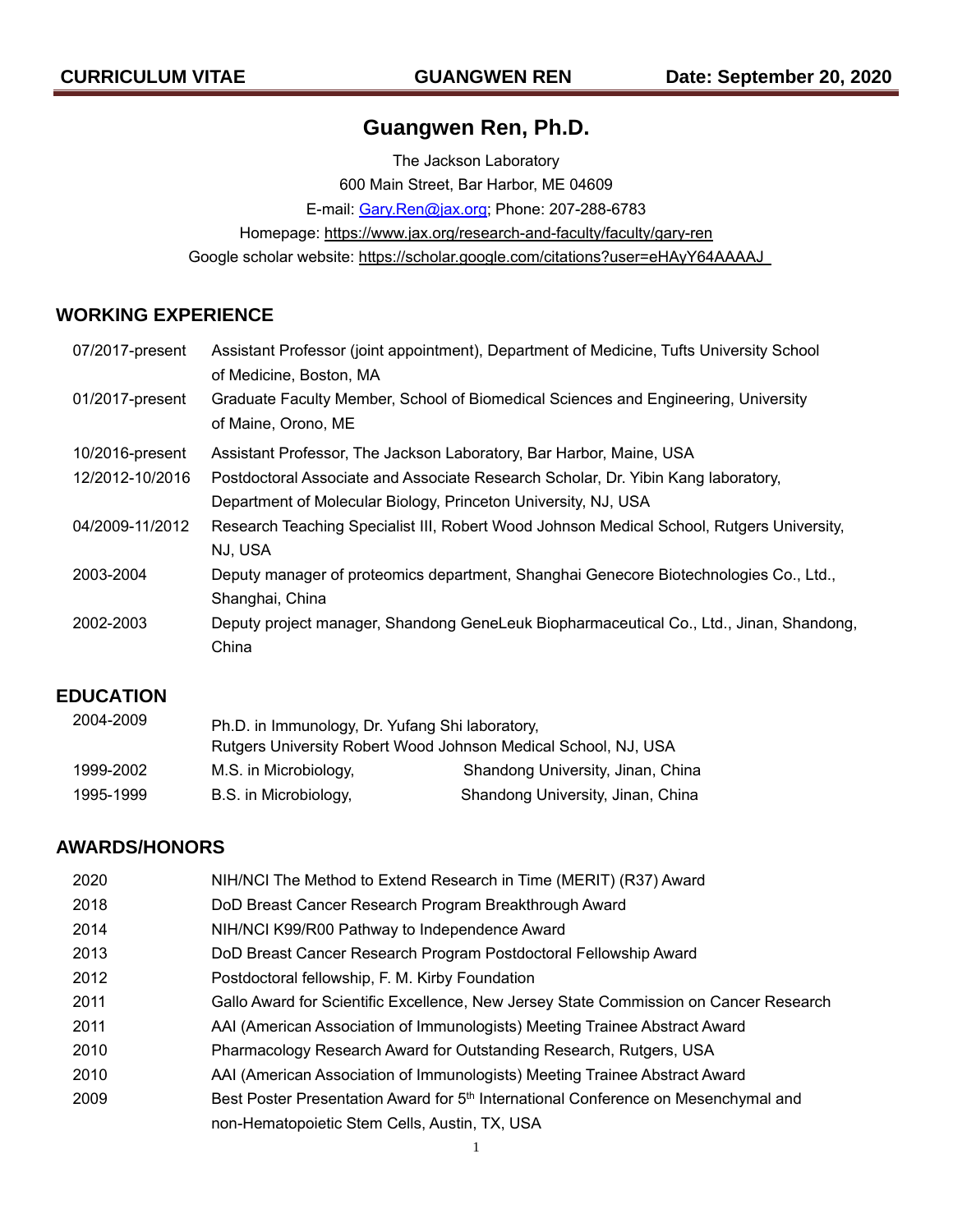# Guangwen Ren, Ph.D.

The Jackson Laboratory
600 Main Street, Bar Harbor, ME 04609
E-mail: Gary.Ren@jax.org; Phone: 207-288-6783
Homepage: https://www.jax.org/research-and-faculty/faculty/gary-ren
Google scholar website: https://scholar.google.com/citations?user=eHAyY64AAAAJ

## WORKING EXPERIENCE

| | |
|---|---|
| 07/2017-present | Assistant Professor (joint appointment), Department of Medicine, Tufts University School of Medicine, Boston, MA |
| 01/2017-present | Graduate Faculty Member, School of Biomedical Sciences and Engineering, University of Maine, Orono, ME |
| 10/2016-present | Assistant Professor, The Jackson Laboratory, Bar Harbor, Maine, USA |
| 12/2012-10/2016 | Postdoctoral Associate and Associate Research Scholar, Dr. Yibin Kang laboratory, Department of Molecular Biology, Princeton University, NJ, USA |
| 04/2009-11/2012 | Research Teaching Specialist III, Robert Wood Johnson Medical School, Rutgers University, NJ, USA |
| 2003-2004 | Deputy manager of proteomics department, Shanghai Genecore Biotechnologies Co., Ltd., Shanghai, China |
| 2002-2003 | Deputy project manager, Shandong GeneLeuk Biopharmaceutical Co., Ltd., Jinan, Shandong, China |

## EDUCATION

| | | |
|---|---|---|
| 2004-2009 | Ph.D. in Immunology, Dr. Yufang Shi laboratory, Rutgers University Robert Wood Johnson Medical School, NJ, USA | |
| 1999-2002 | M.S. in Microbiology, | Shandong University, Jinan, China |
| 1995-1999 | B.S. in Microbiology, | Shandong University, Jinan, China |

## AWARDS/HONORS

| | |
|---|---|
| 2020 | NIH/NCI The Method to Extend Research in Time (MERIT) (R37) Award |
| 2018 | DoD Breast Cancer Research Program Breakthrough Award |
| 2014 | NIH/NCI K99/R00 Pathway to Independence Award |
| 2013 | DoD Breast Cancer Research Program Postdoctoral Fellowship Award |
| 2012 | Postdoctoral fellowship, F. M. Kirby Foundation |
| 2011 | Gallo Award for Scientific Excellence, New Jersey State Commission on Cancer Research |
| 2011 | AAI (American Association of Immunologists) Meeting Trainee Abstract Award |
| 2010 | Pharmacology Research Award for Outstanding Research, Rutgers, USA |
| 2010 | AAI (American Association of Immunologists) Meeting Trainee Abstract Award |
| 2009 | Best Poster Presentation Award for 5th International Conference on Mesenchymal and non-Hematopoietic Stem Cells, Austin, TX, USA |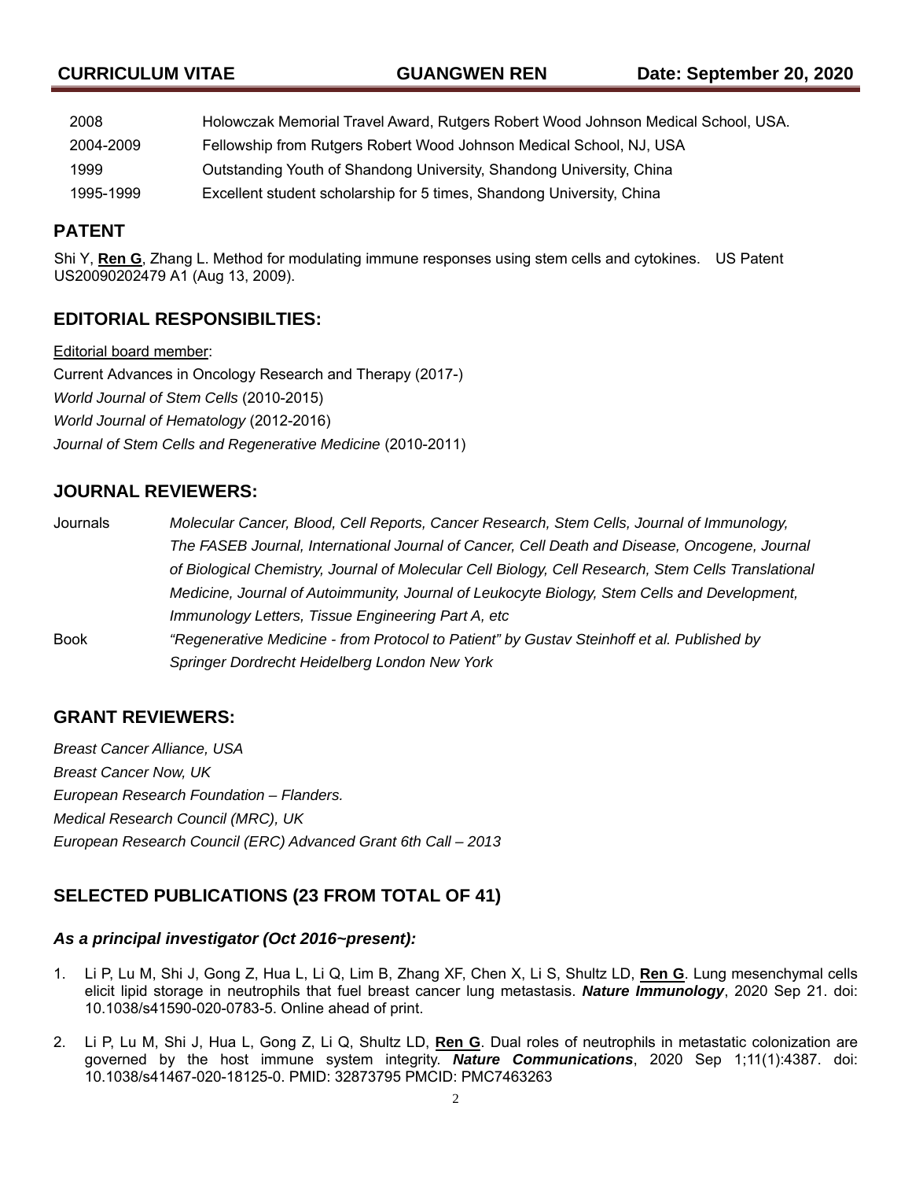| | |
|---|---|
| 2008 | Holowczak Memorial Travel Award, Rutgers Robert Wood Johnson Medical School, USA. |
| 2004-2009 | Fellowship from Rutgers Robert Wood Johnson Medical School, NJ, USA |
| 1999 | Outstanding Youth of Shandong University, Shandong University, China |
| 1995-1999 | Excellent student scholarship for 5 times, Shandong University, China |

## PATENT

Shi Y, **Ren G**, Zhang L. Method for modulating immune responses using stem cells and cytokines. US Patent US20090202479 A1 (Aug 13, 2009).

## EDITORIAL RESPONSIBILTIES:

Editorial board member:

Current Advances in Oncology Research and Therapy (2017-)

*World Journal of Stem Cells* (2010-2015)

*World Journal of Hematology* (2012-2016)

*Journal of Stem Cells and Regenerative Medicine* (2010-2011)

## JOURNAL REVIEWERS:

| | |
|---|---|
| Journals | *Molecular Cancer, Blood, Cell Reports, Cancer Research, Stem Cells, Journal of Immunology, The FASEB Journal, International Journal of Cancer, Cell Death and Disease, Oncogene, Journal of Biological Chemistry, Journal of Molecular Cell Biology, Cell Research, Stem Cells Translational Medicine, Journal of Autoimmunity, Journal of Leukocyte Biology, Stem Cells and Development, Immunology Letters, Tissue Engineering Part A, etc* |
| Book | *"Regenerative Medicine - from Protocol to Patient" by Gustav Steinhoff et al. Published by Springer Dordrecht Heidelberg London New York* |

## GRANT REVIEWERS:

*Breast Cancer Alliance, USA*

*Breast Cancer Now, UK*

*European Research Foundation – Flanders.*

*Medical Research Council (MRC), UK*

*European Research Council (ERC) Advanced Grant 6th Call – 2013*

## SELECTED PUBLICATIONS (23 FROM TOTAL OF 41)

### *As a principal investigator (Oct 2016~present):*

1. Li P, Lu M, Shi J, Gong Z, Hua L, Li Q, Lim B, Zhang XF, Chen X, Li S, Shultz LD, **Ren G**. Lung mesenchymal cells elicit lipid storage in neutrophils that fuel breast cancer lung metastasis. ***Nature Immunology***, 2020 Sep 21. doi: 10.1038/s41590-020-0783-5. Online ahead of print.

2. Li P, Lu M, Shi J, Hua L, Gong Z, Li Q, Shultz LD, **Ren G**. Dual roles of neutrophils in metastatic colonization are governed by the host immune system integrity. ***Nature Communications***, 2020 Sep 1;11(1):4387. doi: 10.1038/s41467-020-18125-0. PMID: 32873795 PMCID: PMC7463263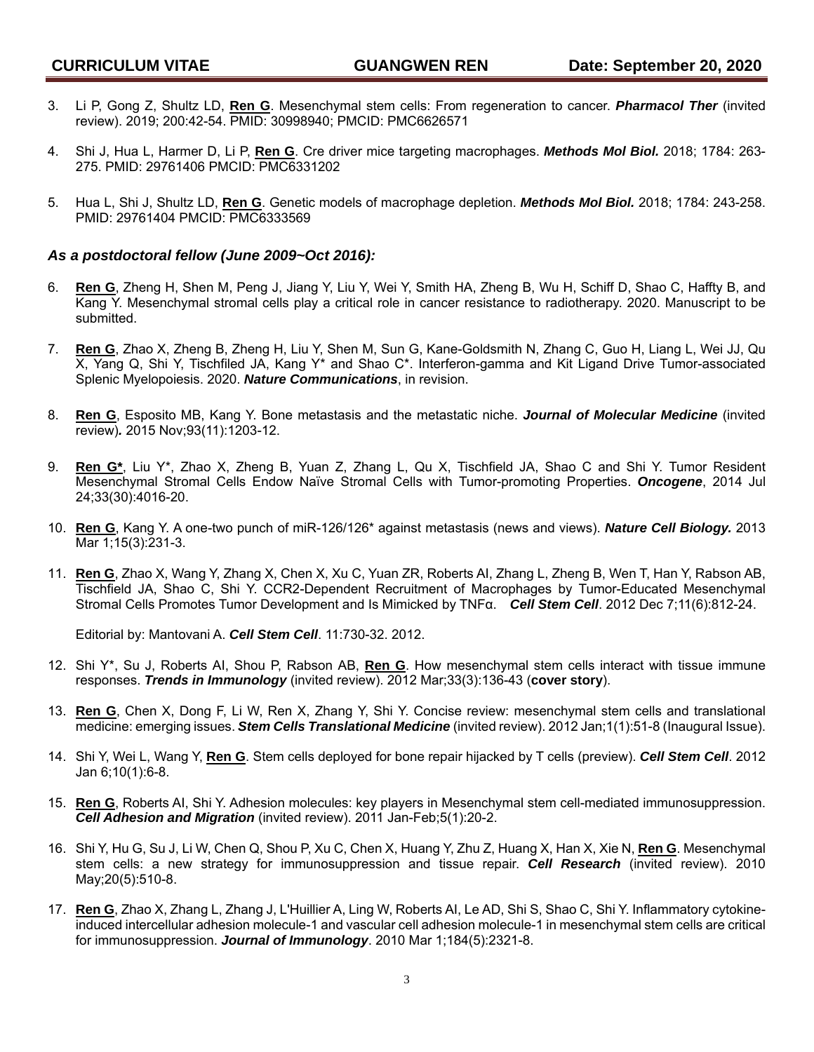3. Li P, Gong Z, Shultz LD, **Ren G**. Mesenchymal stem cells: From regeneration to cancer. ***Pharmacol Ther*** (invited review). 2019; 200:42-54. PMID: 30998940; PMCID: PMC6626571

4. Shi J, Hua L, Harmer D, Li P, **Ren G**. Cre driver mice targeting macrophages. ***Methods Mol Biol.*** 2018; 1784: 263-275. PMID: 29761406 PMCID: PMC6331202

5. Hua L, Shi J, Shultz LD, **Ren G**. Genetic models of macrophage depletion. ***Methods Mol Biol.*** 2018; 1784: 243-258. PMID: 29761404 PMCID: PMC6333569

### *As a postdoctoral fellow (June 2009~Oct 2016):*

6. **Ren G**, Zheng H, Shen M, Peng J, Jiang Y, Liu Y, Wei Y, Smith HA, Zheng B, Wu H, Schiff D, Shao C, Haffty B, and Kang Y. Mesenchymal stromal cells play a critical role in cancer resistance to radiotherapy. 2020. Manuscript to be submitted.

7. **Ren G**, Zhao X, Zheng B, Zheng H, Liu Y, Shen M, Sun G, Kane-Goldsmith N, Zhang C, Guo H, Liang L, Wei JJ, Qu X, Yang Q, Shi Y, Tischfiled JA, Kang Y* and Shao C*. Interferon-gamma and Kit Ligand Drive Tumor-associated Splenic Myelopoiesis. 2020. ***Nature Communications***, in revision.

8. **Ren G**, Esposito MB, Kang Y. Bone metastasis and the metastatic niche. ***Journal of Molecular Medicine*** (invited review)***.*** 2015 Nov;93(11):1203-12.

9. **Ren G***, Liu Y*, Zhao X, Zheng B, Yuan Z, Zhang L, Qu X, Tischfield JA, Shao C and Shi Y. Tumor Resident Mesenchymal Stromal Cells Endow Naïve Stromal Cells with Tumor-promoting Properties. ***Oncogene***, 2014 Jul 24;33(30):4016-20.

10. **Ren G**, Kang Y. A one-two punch of miR-126/126* against metastasis (news and views). ***Nature Cell Biology.*** 2013 Mar 1;15(3):231-3.

11. **Ren G**, Zhao X, Wang Y, Zhang X, Chen X, Xu C, Yuan ZR, Roberts AI, Zhang L, Zheng B, Wen T, Han Y, Rabson AB, Tischfield JA, Shao C, Shi Y. CCR2-Dependent Recruitment of Macrophages by Tumor-Educated Mesenchymal Stromal Cells Promotes Tumor Development and Is Mimicked by TNFα. ***Cell Stem Cell***. 2012 Dec 7;11(6):812-24.

    Editorial by: Mantovani A. ***Cell Stem Cell***. 11:730-32. 2012.

12. Shi Y*, Su J, Roberts AI, Shou P, Rabson AB, **Ren G**. How mesenchymal stem cells interact with tissue immune responses. ***Trends in Immunology*** (invited review). 2012 Mar;33(3):136-43 (**cover story**).

13. **Ren G**, Chen X, Dong F, Li W, Ren X, Zhang Y, Shi Y. Concise review: mesenchymal stem cells and translational medicine: emerging issues. ***Stem Cells Translational Medicine*** (invited review). 2012 Jan;1(1):51-8 (Inaugural Issue).

14. Shi Y, Wei L, Wang Y, **Ren G**. Stem cells deployed for bone repair hijacked by T cells (preview). ***Cell Stem Cell***. 2012 Jan 6;10(1):6-8.

15. **Ren G**, Roberts AI, Shi Y. Adhesion molecules: key players in Mesenchymal stem cell-mediated immunosuppression. ***Cell Adhesion and Migration*** (invited review). 2011 Jan-Feb;5(1):20-2.

16. Shi Y, Hu G, Su J, Li W, Chen Q, Shou P, Xu C, Chen X, Huang Y, Zhu Z, Huang X, Han X, Xie N, **Ren G**. Mesenchymal stem cells: a new strategy for immunosuppression and tissue repair. ***Cell Research*** (invited review). 2010 May;20(5):510-8.

17. **Ren G**, Zhao X, Zhang L, Zhang J, L'Huillier A, Ling W, Roberts AI, Le AD, Shi S, Shao C, Shi Y. Inflammatory cytokine-induced intercellular adhesion molecule-1 and vascular cell adhesion molecule-1 in mesenchymal stem cells are critical for immunosuppression. ***Journal of Immunology***. 2010 Mar 1;184(5):2321-8.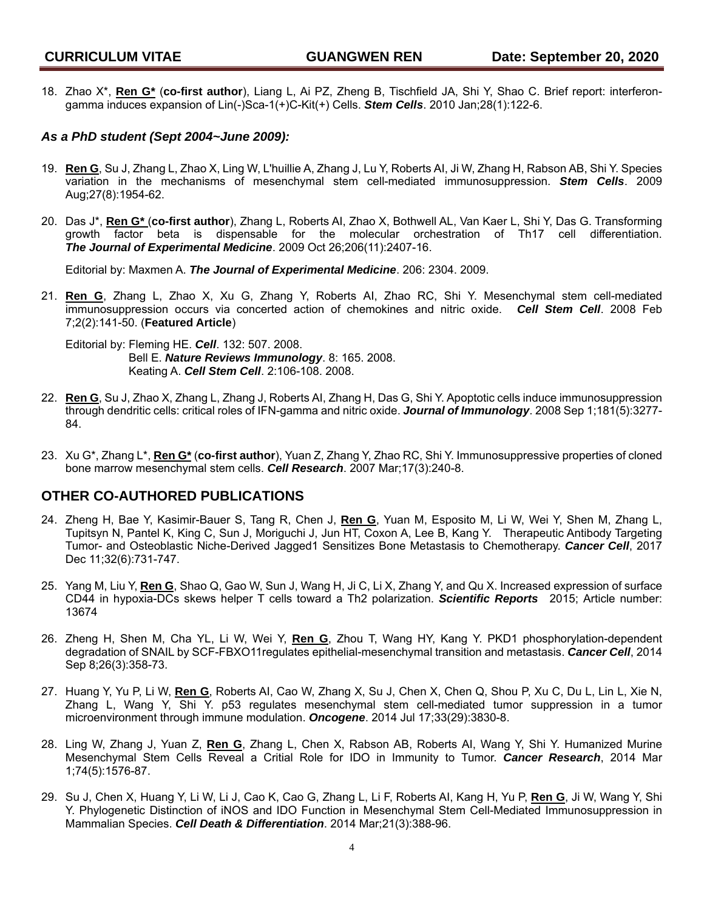18. Zhao X*, **Ren G*** (**co-first author**), Liang L, Ai PZ, Zheng B, Tischfield JA, Shi Y, Shao C. Brief report: interferon-gamma induces expansion of Lin(-)Sca-1(+)C-Kit(+) Cells. ***Stem Cells***. 2010 Jan;28(1):122-6.

### *As a PhD student (Sept 2004~June 2009):*

19. **Ren G**, Su J, Zhang L, Zhao X, Ling W, L'huillie A, Zhang J, Lu Y, Roberts AI, Ji W, Zhang H, Rabson AB, Shi Y. Species variation in the mechanisms of mesenchymal stem cell-mediated immunosuppression. ***Stem Cells***. 2009 Aug;27(8):1954-62.

20. Das J*, **Ren G*** (**co-first author**), Zhang L, Roberts AI, Zhao X, Bothwell AL, Van Kaer L, Shi Y, Das G. Transforming growth factor beta is dispensable for the molecular orchestration of Th17 cell differentiation. ***The Journal of Experimental Medicine***. 2009 Oct 26;206(11):2407-16.

    Editorial by: Maxmen A. ***The Journal of Experimental Medicine***. 206: 2304. 2009.

21. **Ren G**, Zhang L, Zhao X, Xu G, Zhang Y, Roberts AI, Zhao RC, Shi Y. Mesenchymal stem cell-mediated immunosuppression occurs via concerted action of chemokines and nitric oxide. ***Cell Stem Cell***. 2008 Feb 7;2(2):141-50. (**Featured Article**)

    Editorial by: Fleming HE. ***Cell***. 132: 507. 2008.
    Bell E. ***Nature Reviews Immunology***. 8: 165. 2008.
    Keating A. ***Cell Stem Cell***. 2:106-108. 2008.

22. **Ren G**, Su J, Zhao X, Zhang L, Zhang J, Roberts AI, Zhang H, Das G, Shi Y. Apoptotic cells induce immunosuppression through dendritic cells: critical roles of IFN-gamma and nitric oxide. ***Journal of Immunology***. 2008 Sep 1;181(5):3277-84.

23. Xu G*, Zhang L*, **Ren G*** (**co-first author**), Yuan Z, Zhang Y, Zhao RC, Shi Y. Immunosuppressive properties of cloned bone marrow mesenchymal stem cells. ***Cell Research***. 2007 Mar;17(3):240-8.

## OTHER CO-AUTHORED PUBLICATIONS

24. Zheng H, Bae Y, Kasimir-Bauer S, Tang R, Chen J, **Ren G**, Yuan M, Esposito M, Li W, Wei Y, Shen M, Zhang L, Tupitsyn N, Pantel K, King C, Sun J, Moriguchi J, Jun HT, Coxon A, Lee B, Kang Y. Therapeutic Antibody Targeting Tumor- and Osteoblastic Niche-Derived Jagged1 Sensitizes Bone Metastasis to Chemotherapy. ***Cancer Cell***, 2017 Dec 11;32(6):731-747.

25. Yang M, Liu Y, **Ren G**, Shao Q, Gao W, Sun J, Wang H, Ji C, Li X, Zhang Y, and Qu X. Increased expression of surface CD44 in hypoxia-DCs skews helper T cells toward a Th2 polarization. ***Scientific Reports*** 2015; Article number: 13674

26. Zheng H, Shen M, Cha YL, Li W, Wei Y, **Ren G**, Zhou T, Wang HY, Kang Y. PKD1 phosphorylation-dependent degradation of SNAIL by SCF-FBXO11regulates epithelial-mesenchymal transition and metastasis. ***Cancer Cell***, 2014 Sep 8;26(3):358-73.

27. Huang Y, Yu P, Li W, **Ren G**, Roberts AI, Cao W, Zhang X, Su J, Chen X, Chen Q, Shou P, Xu C, Du L, Lin L, Xie N, Zhang L, Wang Y, Shi Y. p53 regulates mesenchymal stem cell-mediated tumor suppression in a tumor microenvironment through immune modulation. ***Oncogene***. 2014 Jul 17;33(29):3830-8.

28. Ling W, Zhang J, Yuan Z, **Ren G**, Zhang L, Chen X, Rabson AB, Roberts AI, Wang Y, Shi Y. Humanized Murine Mesenchymal Stem Cells Reveal a Critial Role for IDO in Immunity to Tumor. ***Cancer Research***, 2014 Mar 1;74(5):1576-87.

29. Su J, Chen X, Huang Y, Li W, Li J, Cao K, Cao G, Zhang L, Li F, Roberts AI, Kang H, Yu P, **Ren G**, Ji W, Wang Y, Shi Y. Phylogenetic Distinction of iNOS and IDO Function in Mesenchymal Stem Cell-Mediated Immunosuppression in Mammalian Species. ***Cell Death & Differentiation***. 2014 Mar;21(3):388-96.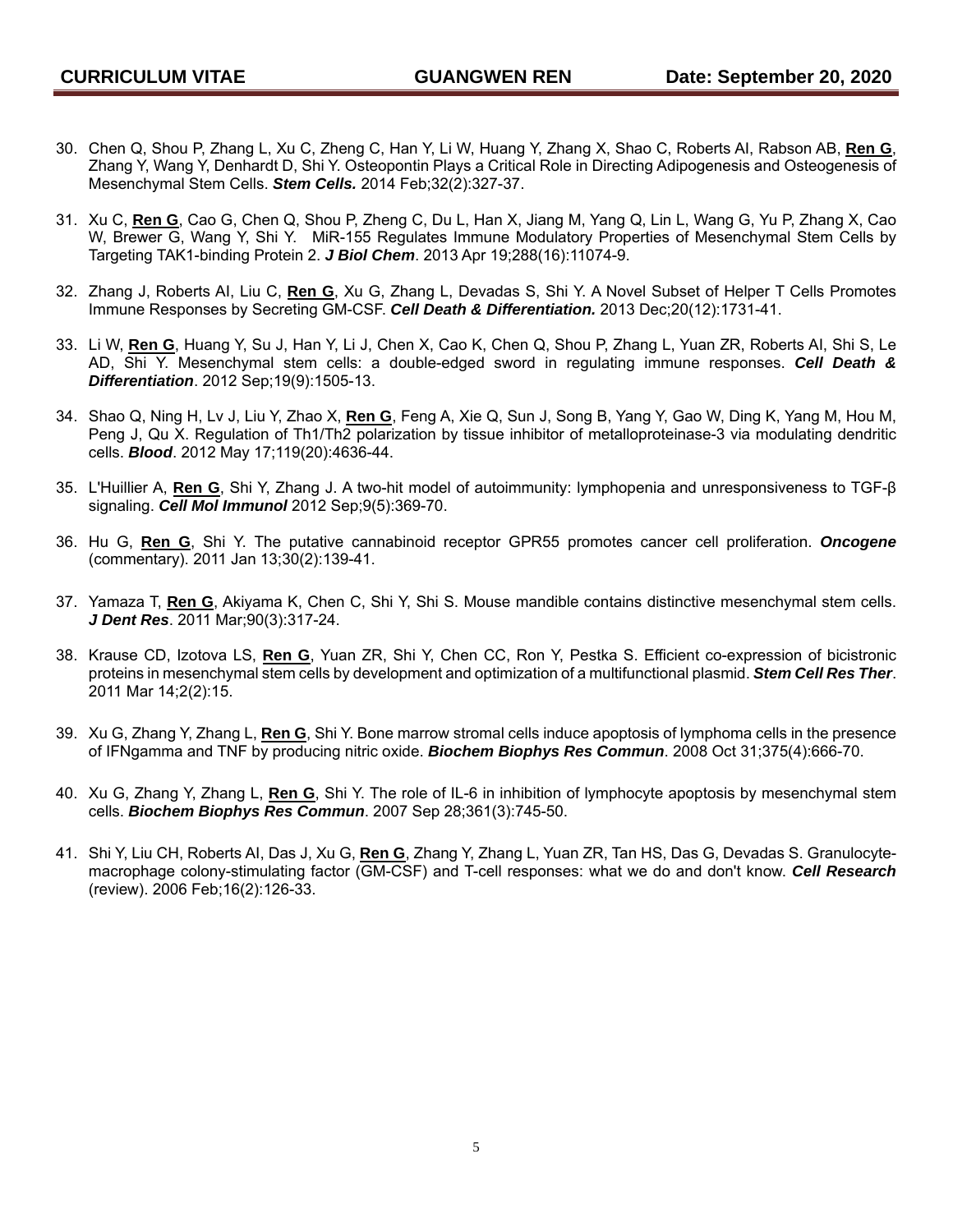30. Chen Q, Shou P, Zhang L, Xu C, Zheng C, Han Y, Li W, Huang Y, Zhang X, Shao C, Roberts AI, Rabson AB, **Ren G**, Zhang Y, Wang Y, Denhardt D, Shi Y. Osteopontin Plays a Critical Role in Directing Adipogenesis and Osteogenesis of Mesenchymal Stem Cells. ***Stem Cells.*** 2014 Feb;32(2):327-37.

31. Xu C, **Ren G**, Cao G, Chen Q, Shou P, Zheng C, Du L, Han X, Jiang M, Yang Q, Lin L, Wang G, Yu P, Zhang X, Cao W, Brewer G, Wang Y, Shi Y. MiR-155 Regulates Immune Modulatory Properties of Mesenchymal Stem Cells by Targeting TAK1-binding Protein 2. ***J Biol Chem***. 2013 Apr 19;288(16):11074-9.

32. Zhang J, Roberts AI, Liu C, **Ren G**, Xu G, Zhang L, Devadas S, Shi Y. A Novel Subset of Helper T Cells Promotes Immune Responses by Secreting GM-CSF. ***Cell Death & Differentiation.*** 2013 Dec;20(12):1731-41.

33. Li W, **Ren G**, Huang Y, Su J, Han Y, Li J, Chen X, Cao K, Chen Q, Shou P, Zhang L, Yuan ZR, Roberts AI, Shi S, Le AD, Shi Y. Mesenchymal stem cells: a double-edged sword in regulating immune responses. ***Cell Death & Differentiation***. 2012 Sep;19(9):1505-13.

34. Shao Q, Ning H, Lv J, Liu Y, Zhao X, **Ren G**, Feng A, Xie Q, Sun J, Song B, Yang Y, Gao W, Ding K, Yang M, Hou M, Peng J, Qu X. Regulation of Th1/Th2 polarization by tissue inhibitor of metalloproteinase-3 via modulating dendritic cells. ***Blood***. 2012 May 17;119(20):4636-44.

35. L'Huillier A, **Ren G**, Shi Y, Zhang J. A two-hit model of autoimmunity: lymphopenia and unresponsiveness to TGF-β signaling. ***Cell Mol Immunol*** 2012 Sep;9(5):369-70.

36. Hu G, **Ren G**, Shi Y. The putative cannabinoid receptor GPR55 promotes cancer cell proliferation. ***Oncogene*** (commentary). 2011 Jan 13;30(2):139-41.

37. Yamaza T, **Ren G**, Akiyama K, Chen C, Shi Y, Shi S. Mouse mandible contains distinctive mesenchymal stem cells. ***J Dent Res***. 2011 Mar;90(3):317-24.

38. Krause CD, Izotova LS, **Ren G**, Yuan ZR, Shi Y, Chen CC, Ron Y, Pestka S. Efficient co-expression of bicistronic proteins in mesenchymal stem cells by development and optimization of a multifunctional plasmid. ***Stem Cell Res Ther***. 2011 Mar 14;2(2):15.

39. Xu G, Zhang Y, Zhang L, **Ren G**, Shi Y. Bone marrow stromal cells induce apoptosis of lymphoma cells in the presence of IFNgamma and TNF by producing nitric oxide. ***Biochem Biophys Res Commun***. 2008 Oct 31;375(4):666-70.

40. Xu G, Zhang Y, Zhang L, **Ren G**, Shi Y. The role of IL-6 in inhibition of lymphocyte apoptosis by mesenchymal stem cells. ***Biochem Biophys Res Commun***. 2007 Sep 28;361(3):745-50.

41. Shi Y, Liu CH, Roberts AI, Das J, Xu G, **Ren G**, Zhang Y, Zhang L, Yuan ZR, Tan HS, Das G, Devadas S. Granulocyte-macrophage colony-stimulating factor (GM-CSF) and T-cell responses: what we do and don't know. ***Cell Research*** (review). 2006 Feb;16(2):126-33.